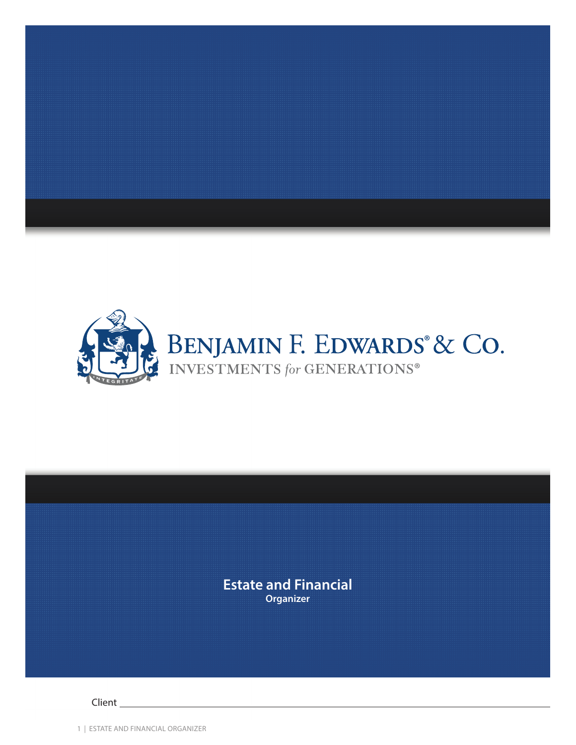BENJAMIN F. EDWARDS® & CO.

INVESTMENTS *for* GENERATIONS®

# Estate and Financial

**Organizer**

Client ______________________________________________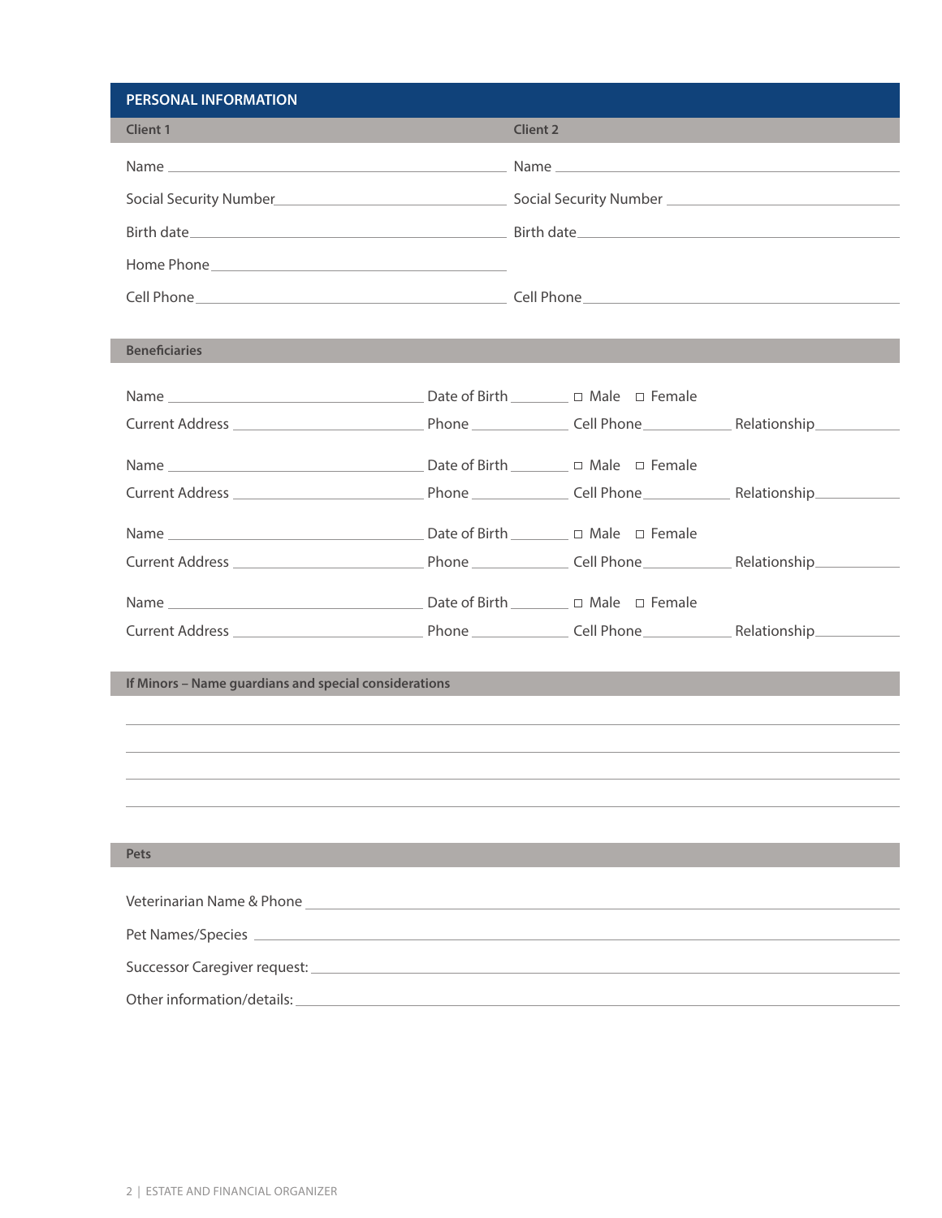## PERSONAL INFORMATION

| Client 1 | Client 2 |
|---|---|
| Name ______________________ | Name ______________________ |
| Social Security Number ______________________ | Social Security Number ______________________ |
| Birth date ______________________ | Birth date ______________________ |
| Home Phone ______________________ | |
| Cell Phone ______________________ | Cell Phone ______________________ |

### Beneficiaries

Name ______________________ Date of Birth __________ ☐ Male ☐ Female

Current Address ______________________ Phone __________ Cell Phone __________ Relationship __________

Name ______________________ Date of Birth __________ ☐ Male ☐ Female

Current Address ______________________ Phone __________ Cell Phone __________ Relationship __________

Name ______________________ Date of Birth __________ ☐ Male ☐ Female

Current Address ______________________ Phone __________ Cell Phone __________ Relationship __________

Name ______________________ Date of Birth __________ ☐ Male ☐ Female

Current Address ______________________ Phone __________ Cell Phone __________ Relationship __________

### If Minors – Name guardians and special considerations

______________________________________________

______________________________________________

______________________________________________

______________________________________________

### Pets

Veterinarian Name & Phone ______________________

Pet Names/Species ______________________

Successor Caregiver request: ______________________

Other information/details: ______________________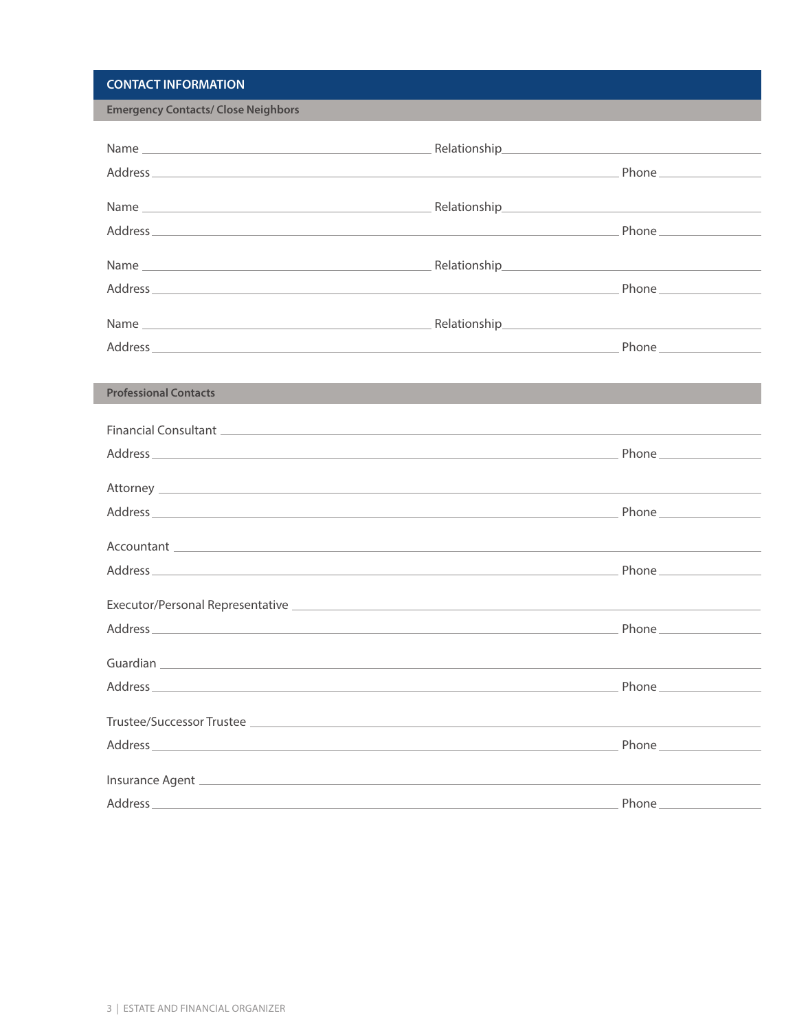## CONTACT INFORMATION

### Emergency Contacts/ Close Neighbors

Name ______________________ Relationship ______________________

Address ______________________ Phone ______________________

Name ______________________ Relationship ______________________

Address ______________________ Phone ______________________

Name ______________________ Relationship ______________________

Address ______________________ Phone ______________________

Name ______________________ Relationship ______________________

Address ______________________ Phone ______________________

### Professional Contacts

Financial Consultant ______________________

Address ______________________ Phone ______________________

Attorney ______________________

Address ______________________ Phone ______________________

Accountant ______________________

Address ______________________ Phone ______________________

Executor/Personal Representative ______________________

Address ______________________ Phone ______________________

Guardian ______________________

Address ______________________ Phone ______________________

Trustee/Successor Trustee ______________________

Address ______________________ Phone ______________________

Insurance Agent ______________________

Address ______________________ Phone ______________________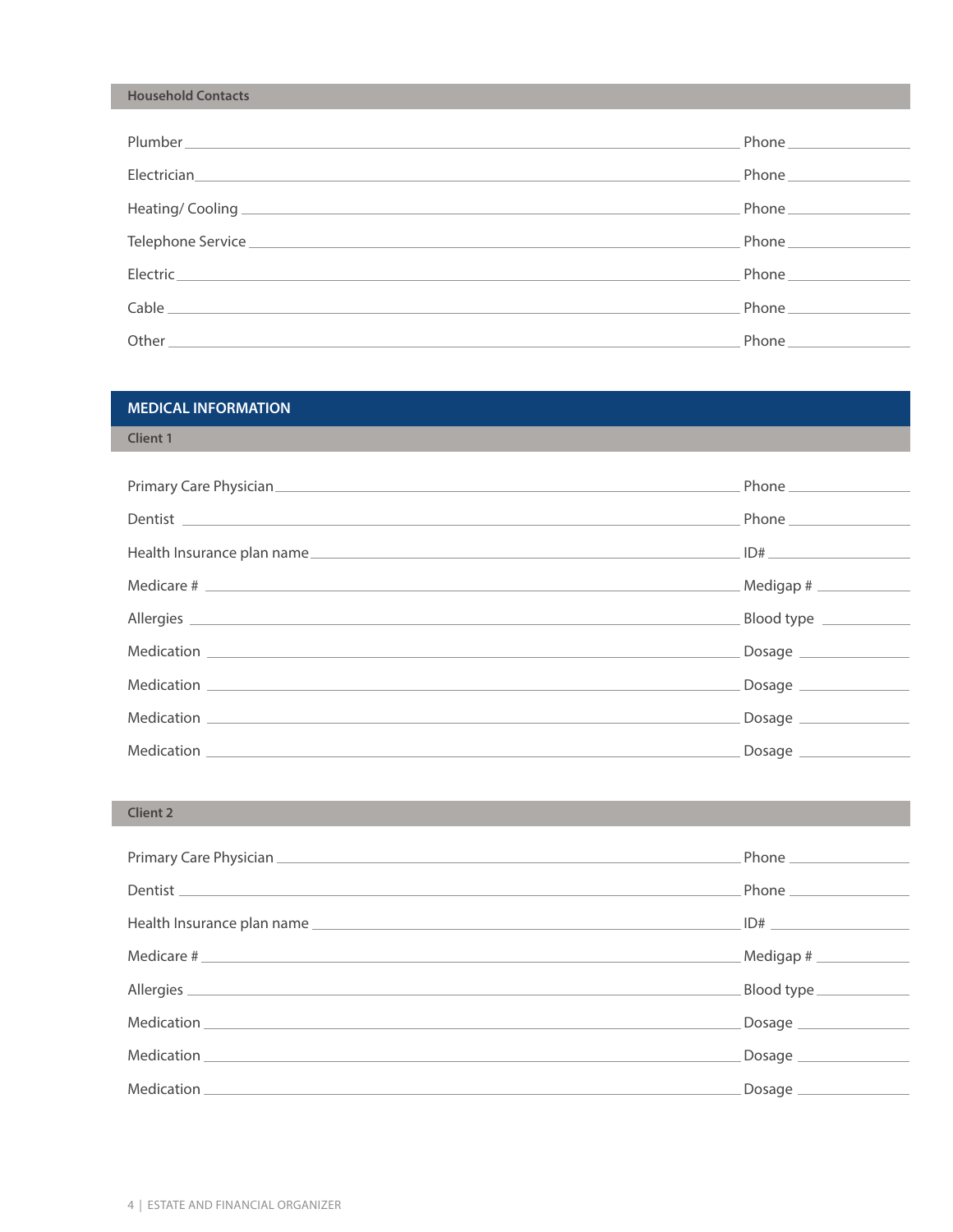### Household Contacts

Plumber ______________________________ Phone ______________

Electrician ______________________________ Phone ______________

Heating/ Cooling ______________________________ Phone ______________

Telephone Service ______________________________ Phone ______________

Electric ______________________________ Phone ______________

Cable ______________________________ Phone ______________

Other ______________________________ Phone ______________

## MEDICAL INFORMATION

### Client 1

Primary Care Physician ______________________________ Phone ______________

Dentist ______________________________ Phone ______________

Health Insurance plan name ______________________________ ID# ______________

Medicare # ______________________________ Medigap # ______________

Allergies ______________________________ Blood type ______________

Medication ______________________________ Dosage ______________

Medication ______________________________ Dosage ______________

Medication ______________________________ Dosage ______________

Medication ______________________________ Dosage ______________

### Client 2

Primary Care Physician ______________________________ Phone ______________

Dentist ______________________________ Phone ______________

Health Insurance plan name ______________________________ ID# ______________

Medicare # ______________________________ Medigap # ______________

Allergies ______________________________ Blood type ______________

Medication ______________________________ Dosage ______________

Medication ______________________________ Dosage ______________

Medication ______________________________ Dosage ______________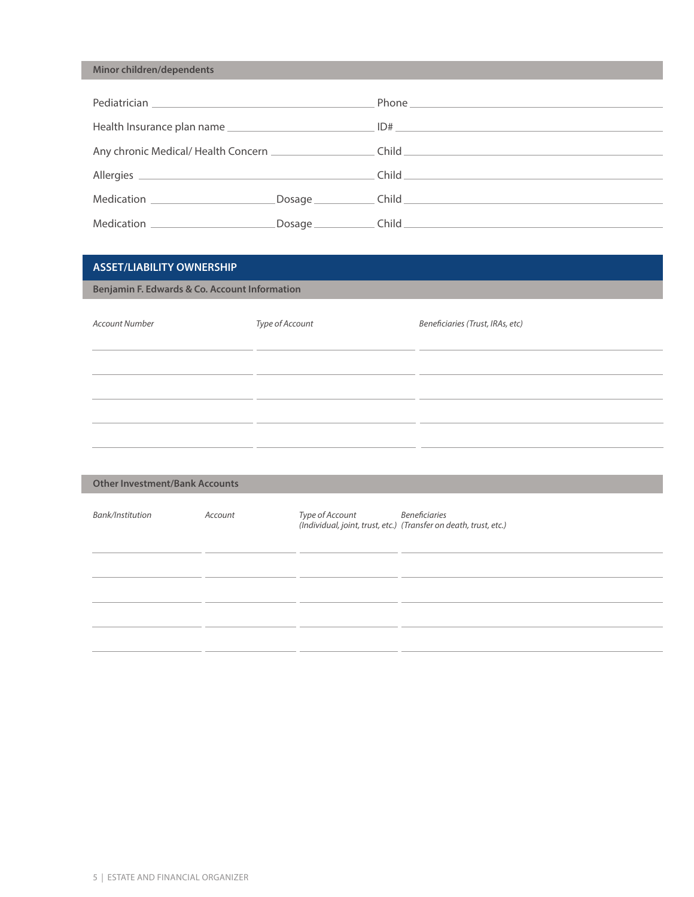### Minor children/dependents

Pediatrician ______________________ Phone ______________________

Health Insurance plan name ______________________ ID# ______________________

Any chronic Medical/ Health Concern ______________________ Child ______________________

Allergies ______________________ Child ______________________

Medication ______________ Dosage __________ Child ______________________

Medication ______________ Dosage __________ Child ______________________

## ASSET/LIABILITY OWNERSHIP

### Benjamin F. Edwards & Co. Account Information

| *Account Number* | *Type of Account* | *Beneficiaries (Trust, IRAs, etc)* |
|---|---|---|
| | | |
| | | |
| | | |
| | | |
| | | |

### Other Investment/Bank Accounts

| *Bank/Institution* | *Account* | *Type of Account (Individual, joint, trust, etc.)* | *Beneficiaries (Transfer on death, trust, etc.)* |
|---|---|---|---|
| | | | |
| | | | |
| | | | |
| | | | |
| | | | |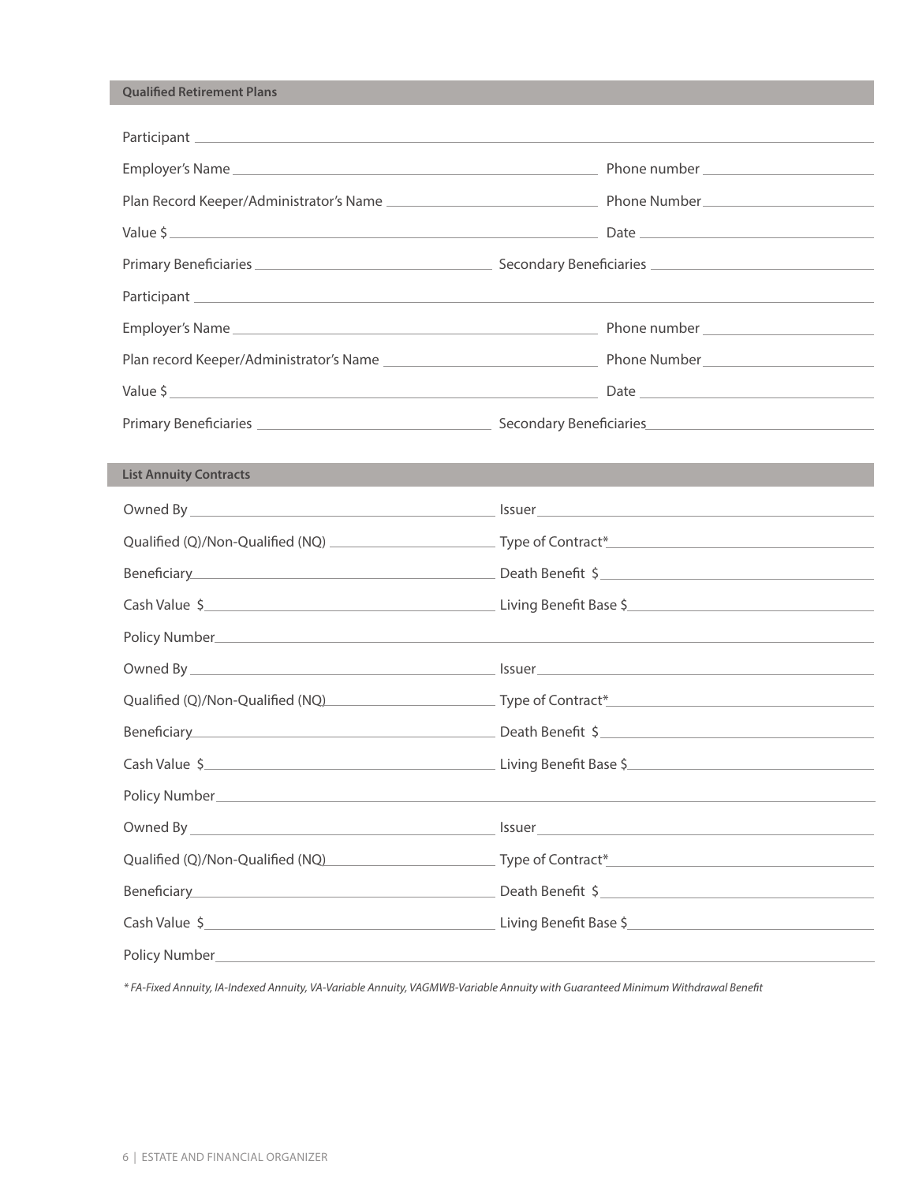## Qualified Retirement Plans

Participant ______________________________________________

Employer's Name ______________________________ Phone number ______________________

Plan Record Keeper/Administrator's Name ______________________ Phone Number ______________________

Value $ ______________________________ Date ______________________

Primary Beneficiaries ______________________ Secondary Beneficiaries ______________________

Participant ______________________________________________

Employer's Name ______________________________ Phone number ______________________

Plan record Keeper/Administrator's Name ______________________ Phone Number ______________________

Value $ ______________________________ Date ______________________

Primary Beneficiaries ______________________ Secondary Beneficiaries ______________________

## List Annuity Contracts

Owned By ______________________________ Issuer ______________________________

Qualified (Q)/Non-Qualified (NQ) ______________________ Type of Contract* ______________________

Beneficiary ______________________________ Death Benefit $ ______________________

Cash Value $ ______________________________ Living Benefit Base $ ______________________

Policy Number ______________________________________________

Owned By ______________________________ Issuer ______________________________

Qualified (Q)/Non-Qualified (NQ) ______________________ Type of Contract* ______________________

Beneficiary ______________________________ Death Benefit $ ______________________

Cash Value $ ______________________________ Living Benefit Base $ ______________________

Policy Number ______________________________________________

Owned By ______________________________ Issuer ______________________________

Qualified (Q)/Non-Qualified (NQ) ______________________ Type of Contract* ______________________

Beneficiary ______________________________ Death Benefit $ ______________________

Cash Value $ ______________________________ Living Benefit Base $ ______________________

Policy Number ______________________________________________

*\* FA-Fixed Annuity, IA-Indexed Annuity, VA-Variable Annuity, VAGMWB-Variable Annuity with Guaranteed Minimum Withdrawal Benefit*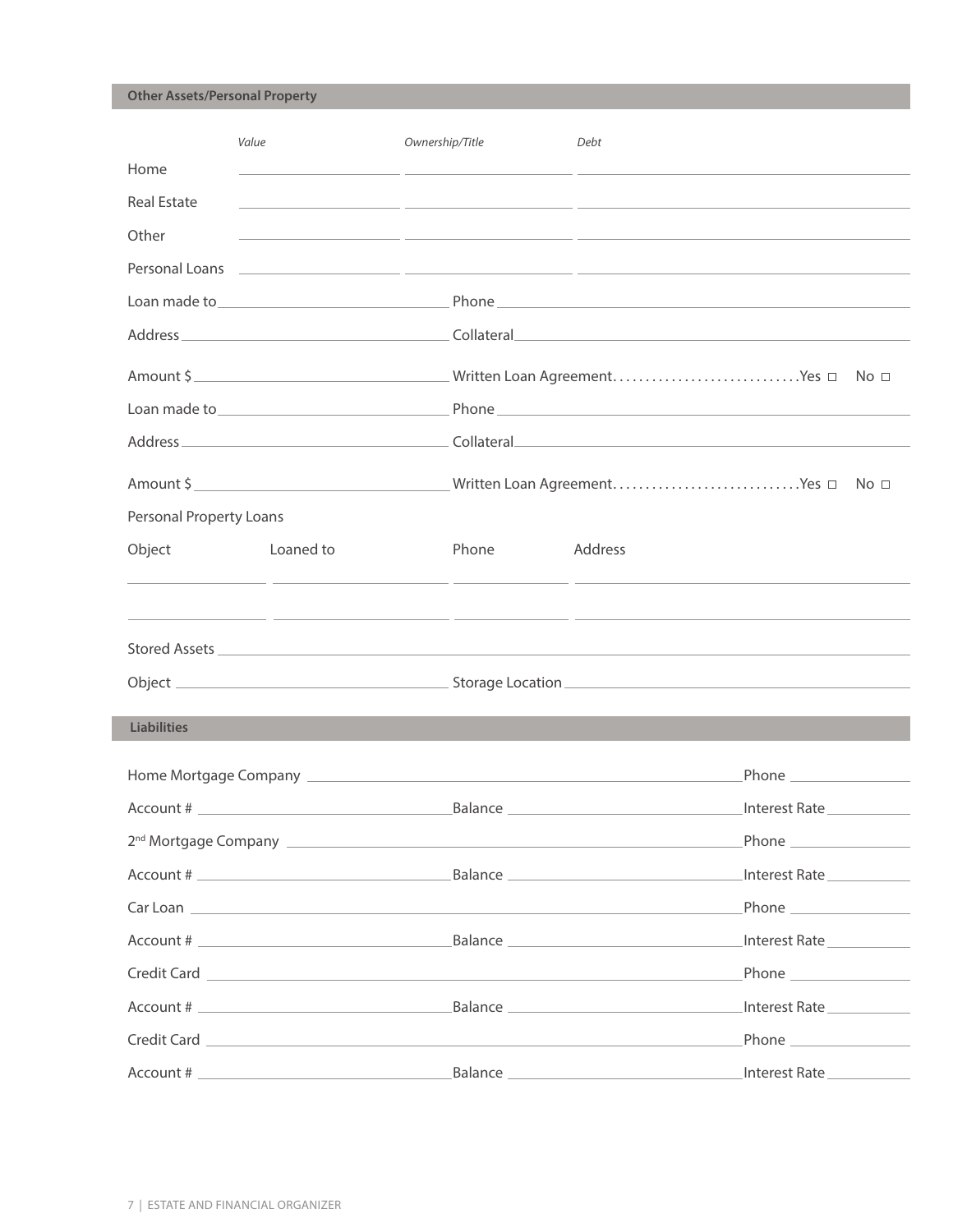## Other Assets/Personal Property

| | *Value* | *Ownership/Title* | *Debt* |
|---|---|---|---|
| Home | | | |
| Real Estate | | | |
| Other | | | |
| Personal Loans | | | |

Loan made to ______________________ Phone ______________________

Address ______________________ Collateral ______________________

Amount $ ______________________ Written Loan Agreement............................Yes ☐ No ☐

Loan made to ______________________ Phone ______________________

Address ______________________ Collateral ______________________

Amount $ ______________________ Written Loan Agreement............................Yes ☐ No ☐

Personal Property Loans

| Object | Loaned to | Phone | Address |
|---|---|---|---|
| | | | |
| | | | |

Stored Assets ______________________

Object ______________________ Storage Location ______________________

## Liabilities

Home Mortgage Company ______________________ Phone ______________

Account # ______________________ Balance ______________________ Interest Rate ______________

2nd Mortgage Company ______________________ Phone ______________

Account # ______________________ Balance ______________________ Interest Rate ______________

Car Loan ______________________ Phone ______________

Account # ______________________ Balance ______________________ Interest Rate ______________

Credit Card ______________________ Phone ______________

Account # ______________________ Balance ______________________ Interest Rate ______________

Credit Card ______________________ Phone ______________

Account # ______________________ Balance ______________________ Interest Rate ______________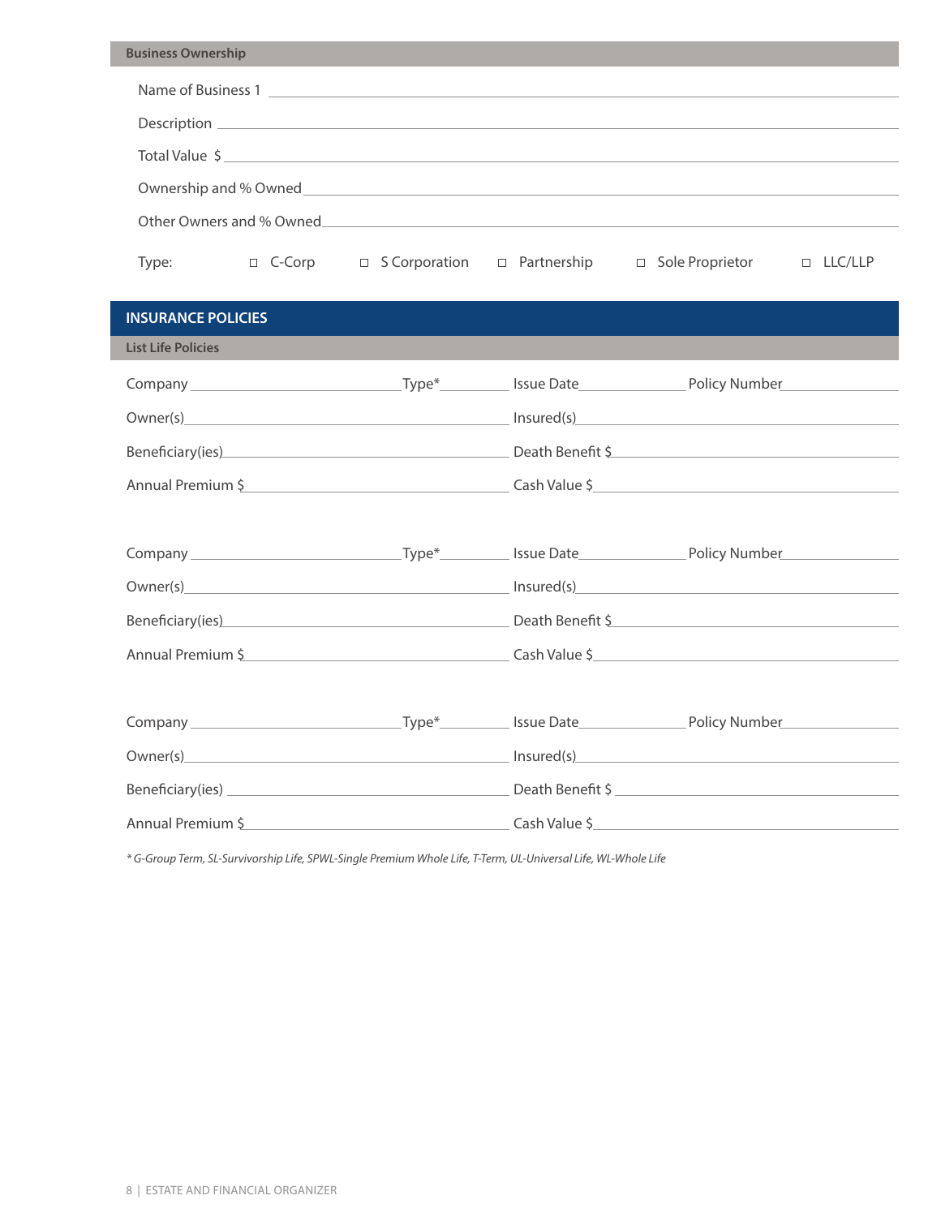### Business Ownership

Name of Business 1 ______________________________

Description ______________________________

Total Value $ ______________________________

Ownership and % Owned ______________________________

Other Owners and % Owned ______________________________

Type: ☐ C-Corp ☐ S Corporation ☐ Partnership ☐ Sole Proprietor ☐ LLC/LLP

## INSURANCE POLICIES

### List Life Policies

Company ______________ Type* ________ Issue Date ____________ Policy Number ____________

Owner(s) ______________________ Insured(s) ______________________

Beneficiary(ies) ______________________ Death Benefit $ ______________________

Annual Premium $ ______________________ Cash Value $ ______________________

Company ______________ Type* ________ Issue Date ____________ Policy Number ____________

Owner(s) ______________________ Insured(s) ______________________

Beneficiary(ies) ______________________ Death Benefit $ ______________________

Annual Premium $ ______________________ Cash Value $ ______________________

Company ______________ Type* ________ Issue Date ____________ Policy Number ____________

Owner(s) ______________________ Insured(s) ______________________

Beneficiary(ies) ______________________ Death Benefit $ ______________________

Annual Premium $ ______________________ Cash Value $ ______________________

*\* G-Group Term, SL-Survivorship Life, SPWL-Single Premium Whole Life, T-Term, UL-Universal Life, WL-Whole Life*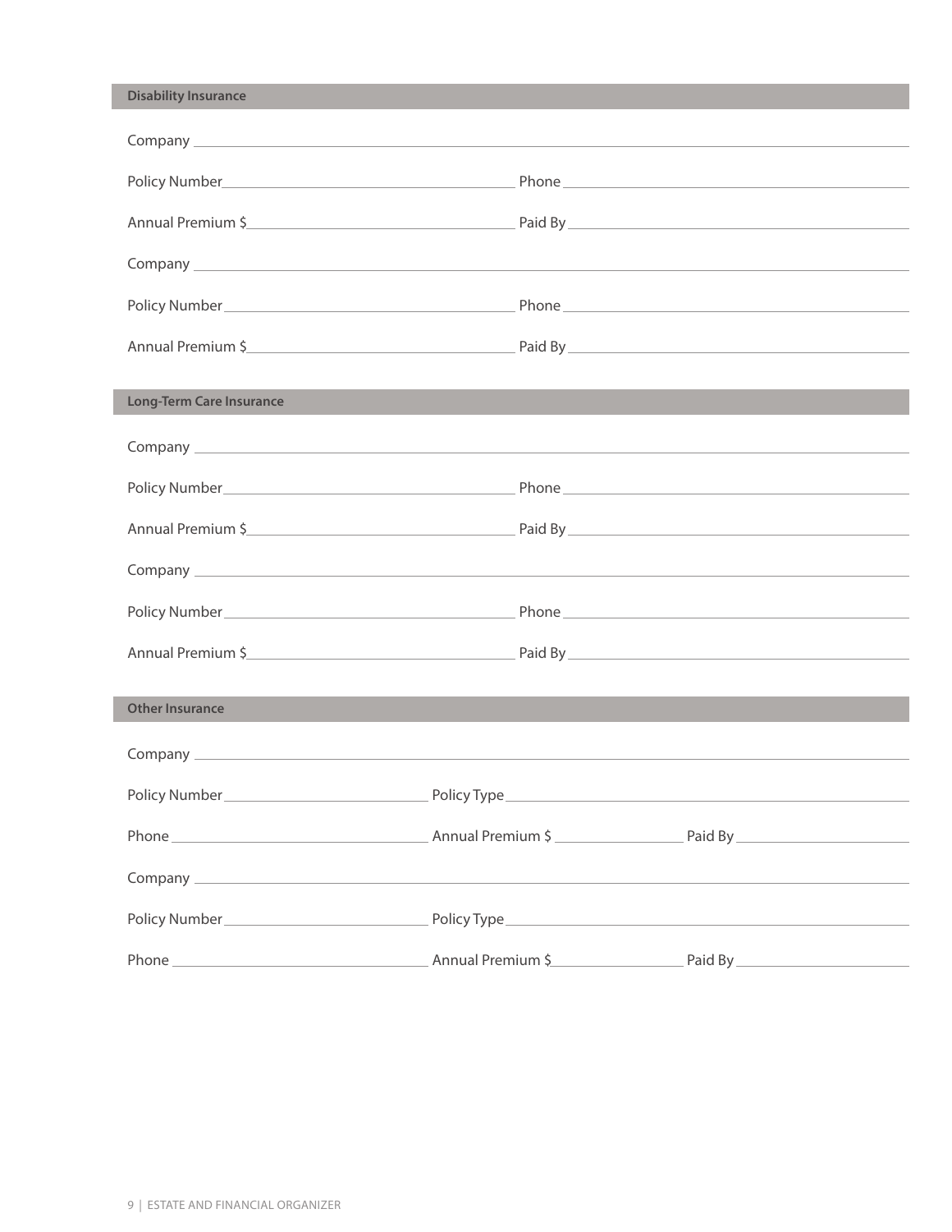## Disability Insurance

Company ______________________________________________

Policy Number ____________________ Phone ____________________

Annual Premium $ ____________________ Paid By ____________________

Company ______________________________________________

Policy Number ____________________ Phone ____________________

Annual Premium $ ____________________ Paid By ____________________

## Long-Term Care Insurance

Company ______________________________________________

Policy Number ____________________ Phone ____________________

Annual Premium $ ____________________ Paid By ____________________

Company ______________________________________________

Policy Number ____________________ Phone ____________________

Annual Premium $ ____________________ Paid By ____________________

## Other Insurance

Company ______________________________________________

Policy Number ____________________ Policy Type ____________________

Phone ____________________ Annual Premium $ ____________ Paid By ____________

Company ______________________________________________

Policy Number ____________________ Policy Type ____________________

Phone ____________________ Annual Premium $ ____________ Paid By ____________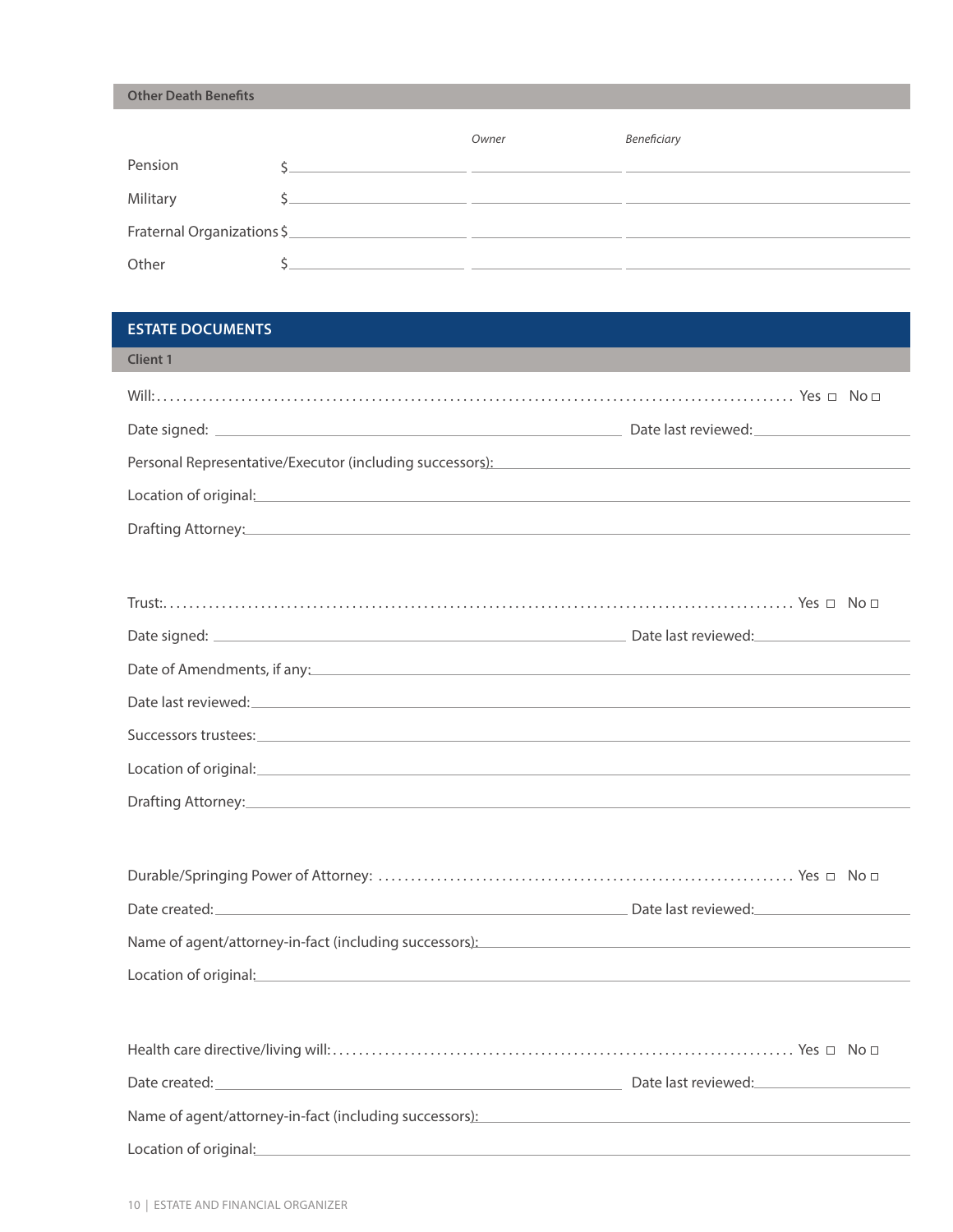### Other Death Benefits

| | | *Owner* | *Beneficiary* |
|---|---|---|---|
| Pension | $ | | |
| Military | $ | | |
| Fraternal Organizations | $ | | |
| Other | $ | | |

## ESTATE DOCUMENTS

### Client 1

Will: .......................................................................................... Yes ☐ No ☐

Date signed: ______________________ Date last reviewed: ______________________

Personal Representative/Executor (including successors): ______________________

Location of original: ______________________

Drafting Attorney: ______________________

Trust: .......................................................................................... Yes ☐ No ☐

Date signed: ______________________ Date last reviewed: ______________________

Date of Amendments, if any: ______________________

Date last reviewed: ______________________

Successors trustees: ______________________

Location of original: ______________________

Drafting Attorney: ______________________

Durable/Springing Power of Attorney: ............................................................ Yes ☐ No ☐

Date created: ______________________ Date last reviewed: ______________________

Name of agent/attorney-in-fact (including successors): ______________________

Location of original: ______________________

Health care directive/living will: .................................................................. Yes ☐ No ☐

Date created: ______________________ Date last reviewed: ______________________

Name of agent/attorney-in-fact (including successors): ______________________

Location of original: ______________________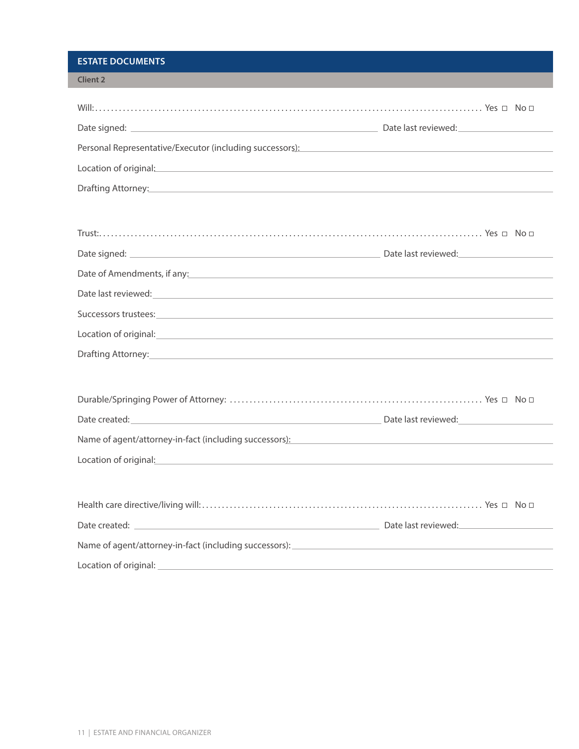## ESTATE DOCUMENTS

**Client 2**

Will: ........................................................................................................ Yes ☐ No ☐

Date signed: ______________________ Date last reviewed: ______________

Personal Representative/Executor (including successors): ______________________

Location of original: ______________________

Drafting Attorney: ______________________

Trust: ........................................................................................................ Yes ☐ No ☐

Date signed: ______________________ Date last reviewed: ______________

Date of Amendments, if any: ______________________

Date last reviewed: ______________________

Successors trustees: ______________________

Location of original: ______________________

Drafting Attorney: ______________________

Durable/Springing Power of Attorney: ................................................................ Yes ☐ No ☐

Date created: ______________________ Date last reviewed: ______________

Name of agent/attorney-in-fact (including successors): ______________________

Location of original: ______________________

Health care directive/living will: ........................................................................ Yes ☐ No ☐

Date created: ______________________ Date last reviewed: ______________

Name of agent/attorney-in-fact (including successors): ______________________

Location of original: ______________________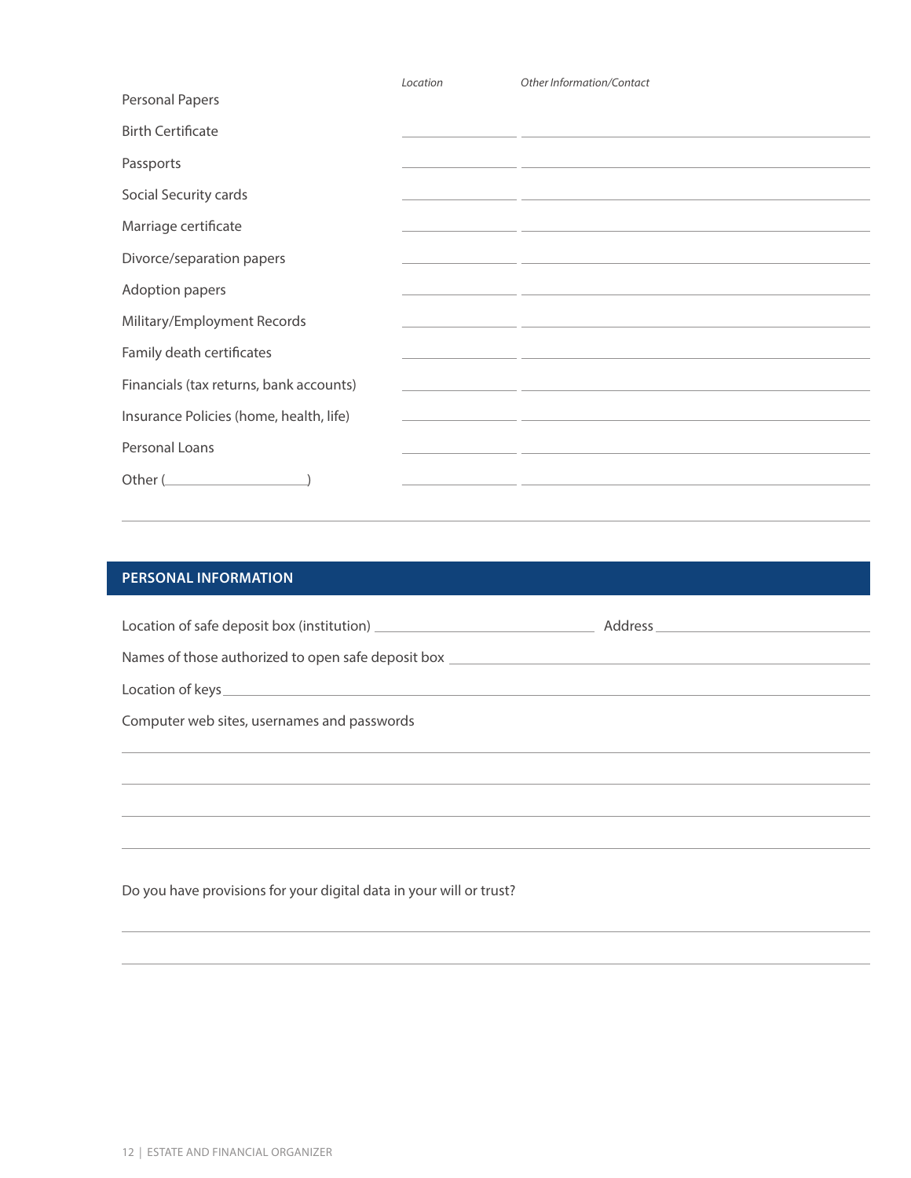| Personal Papers | *Location* | *Other Information/Contact* |
| --- | --- | --- |
| Birth Certificate | | |
| Passports | | |
| Social Security cards | | |
| Marriage certificate | | |
| Divorce/separation papers | | |
| Adoption papers | | |
| Military/Employment Records | | |
| Family death certificates | | |
| Financials (tax returns, bank accounts) | | |
| Insurance Policies (home, health, life) | | |
| Personal Loans | | |
| Other (____________________) | | |

## PERSONAL INFORMATION

Location of safe deposit box (institution) ______________________________ Address ______________________________

Names of those authorized to open safe deposit box ____________________________________________________________

Location of keys ____________________________________________________________

Computer web sites, usernames and passwords

____________________________________________________________

____________________________________________________________

____________________________________________________________

____________________________________________________________

Do you have provisions for your digital data in your will or trust?

____________________________________________________________

____________________________________________________________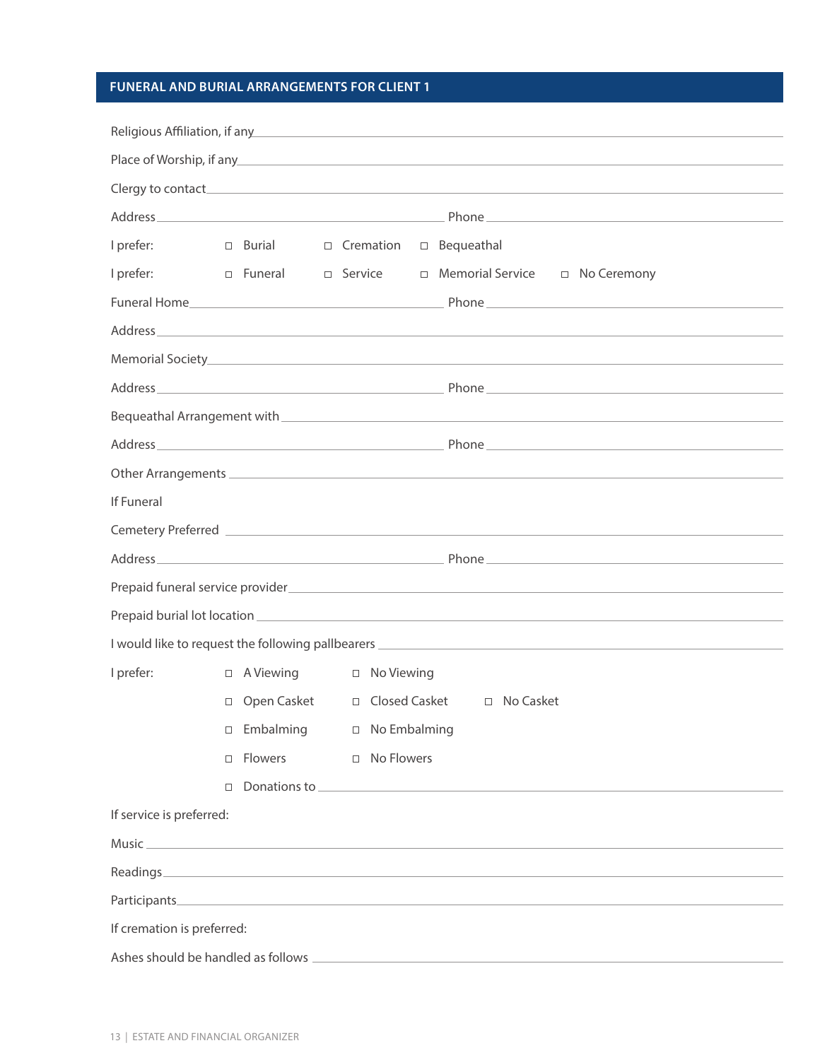## FUNERAL AND BURIAL ARRANGEMENTS FOR CLIENT 1

Religious Affiliation, if any ______________________________

Place of Worship, if any ______________________________

Clergy to contact ______________________________

Address ______________________________ Phone ______________________________

I prefer: ☐ Burial ☐ Cremation ☐ Bequeathal

I prefer: ☐ Funeral ☐ Service ☐ Memorial Service ☐ No Ceremony

Funeral Home ______________________________ Phone ______________________________

Address ______________________________

Memorial Society ______________________________

Address ______________________________ Phone ______________________________

Bequeathal Arrangement with ______________________________

Address ______________________________ Phone ______________________________

Other Arrangements ______________________________

If Funeral

Cemetery Preferred ______________________________

Address ______________________________ Phone ______________________________

Prepaid funeral service provider ______________________________

Prepaid burial lot location ______________________________

I would like to request the following pallbearers ______________________________

I prefer:
- ☐ A Viewing ☐ No Viewing
- ☐ Open Casket ☐ Closed Casket ☐ No Casket
- ☐ Embalming ☐ No Embalming
- ☐ Flowers ☐ No Flowers
- ☐ Donations to ______________________________

If service is preferred:

Music ______________________________

Readings ______________________________

Participants ______________________________

If cremation is preferred:

Ashes should be handled as follows ______________________________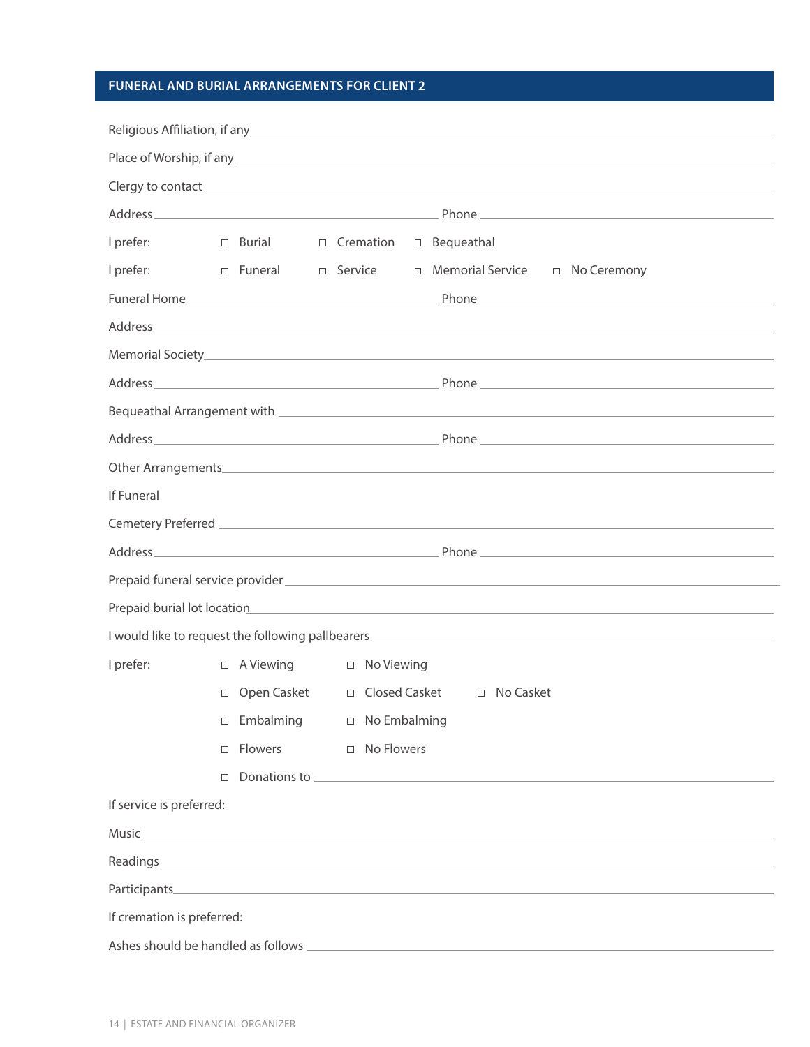## FUNERAL AND BURIAL ARRANGEMENTS FOR CLIENT 2

Religious Affiliation, if any \_\_\_\_\_\_\_\_\_\_\_\_\_\_\_\_\_\_\_\_\_\_\_\_\_\_\_\_\_\_\_\_\_\_\_\_\_\_\_\_

Place of Worship, if any \_\_\_\_\_\_\_\_\_\_\_\_\_\_\_\_\_\_\_\_\_\_\_\_\_\_\_\_\_\_\_\_\_\_\_\_\_\_\_\_

Clergy to contact \_\_\_\_\_\_\_\_\_\_\_\_\_\_\_\_\_\_\_\_\_\_\_\_\_\_\_\_\_\_\_\_\_\_\_\_\_\_\_\_

Address \_\_\_\_\_\_\_\_\_\_\_\_\_\_\_\_\_\_\_\_\_\_\_\_ Phone \_\_\_\_\_\_\_\_\_\_\_\_\_\_\_\_\_\_\_\_\_\_\_\_

I prefer: ☐ Burial ☐ Cremation ☐ Bequeathal

I prefer: ☐ Funeral ☐ Service ☐ Memorial Service ☐ No Ceremony

Funeral Home \_\_\_\_\_\_\_\_\_\_\_\_\_\_\_\_\_\_\_\_\_\_\_\_ Phone \_\_\_\_\_\_\_\_\_\_\_\_\_\_\_\_\_\_\_\_\_\_\_\_

Address \_\_\_\_\_\_\_\_\_\_\_\_\_\_\_\_\_\_\_\_\_\_\_\_\_\_\_\_\_\_\_\_\_\_\_\_\_\_\_\_

Memorial Society \_\_\_\_\_\_\_\_\_\_\_\_\_\_\_\_\_\_\_\_\_\_\_\_\_\_\_\_\_\_\_\_\_\_\_\_\_\_\_\_

Address \_\_\_\_\_\_\_\_\_\_\_\_\_\_\_\_\_\_\_\_\_\_\_\_ Phone \_\_\_\_\_\_\_\_\_\_\_\_\_\_\_\_\_\_\_\_\_\_\_\_

Bequeathal Arrangement with \_\_\_\_\_\_\_\_\_\_\_\_\_\_\_\_\_\_\_\_\_\_\_\_\_\_\_\_\_\_\_\_\_\_\_\_\_\_\_\_

Address \_\_\_\_\_\_\_\_\_\_\_\_\_\_\_\_\_\_\_\_\_\_\_\_ Phone \_\_\_\_\_\_\_\_\_\_\_\_\_\_\_\_\_\_\_\_\_\_\_\_

Other Arrangements \_\_\_\_\_\_\_\_\_\_\_\_\_\_\_\_\_\_\_\_\_\_\_\_\_\_\_\_\_\_\_\_\_\_\_\_\_\_\_\_

If Funeral

Cemetery Preferred \_\_\_\_\_\_\_\_\_\_\_\_\_\_\_\_\_\_\_\_\_\_\_\_\_\_\_\_\_\_\_\_\_\_\_\_\_\_\_\_

Address \_\_\_\_\_\_\_\_\_\_\_\_\_\_\_\_\_\_\_\_\_\_\_\_ Phone \_\_\_\_\_\_\_\_\_\_\_\_\_\_\_\_\_\_\_\_\_\_\_\_

Prepaid funeral service provider \_\_\_\_\_\_\_\_\_\_\_\_\_\_\_\_\_\_\_\_\_\_\_\_\_\_\_\_\_\_\_\_\_\_\_\_\_\_\_\_

Prepaid burial lot location \_\_\_\_\_\_\_\_\_\_\_\_\_\_\_\_\_\_\_\_\_\_\_\_\_\_\_\_\_\_\_\_\_\_\_\_\_\_\_\_

I would like to request the following pallbearers \_\_\_\_\_\_\_\_\_\_\_\_\_\_\_\_\_\_\_\_\_\_\_\_\_\_\_\_\_\_\_\_\_\_\_\_\_\_\_\_

I prefer: ☐ A Viewing ☐ No Viewing

☐ Open Casket ☐ Closed Casket ☐ No Casket

☐ Embalming ☐ No Embalming

☐ Flowers ☐ No Flowers

☐ Donations to \_\_\_\_\_\_\_\_\_\_\_\_\_\_\_\_\_\_\_\_\_\_\_\_\_\_\_\_\_\_\_\_\_\_\_\_\_\_\_\_

If service is preferred:

Music \_\_\_\_\_\_\_\_\_\_\_\_\_\_\_\_\_\_\_\_\_\_\_\_\_\_\_\_\_\_\_\_\_\_\_\_\_\_\_\_

Readings \_\_\_\_\_\_\_\_\_\_\_\_\_\_\_\_\_\_\_\_\_\_\_\_\_\_\_\_\_\_\_\_\_\_\_\_\_\_\_\_

Participants \_\_\_\_\_\_\_\_\_\_\_\_\_\_\_\_\_\_\_\_\_\_\_\_\_\_\_\_\_\_\_\_\_\_\_\_\_\_\_\_

If cremation is preferred:

Ashes should be handled as follows \_\_\_\_\_\_\_\_\_\_\_\_\_\_\_\_\_\_\_\_\_\_\_\_\_\_\_\_\_\_\_\_\_\_\_\_\_\_\_\_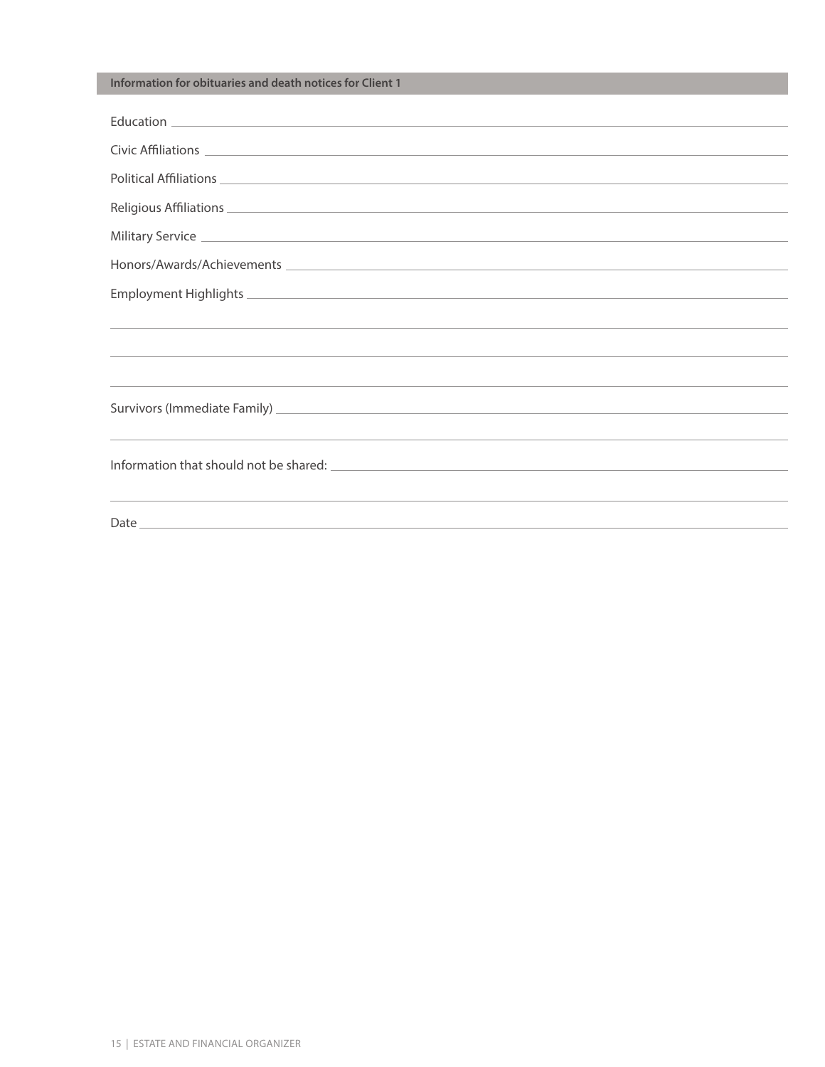### Information for obituaries and death notices for Client 1

Education ______________________________________________

Civic Affiliations ______________________________________________

Political Affiliations ______________________________________________

Religious Affiliations ______________________________________________

Military Service ______________________________________________

Honors/Awards/Achievements ______________________________________________

Employment Highlights ______________________________________________

______________________________________________

______________________________________________

______________________________________________

Survivors (Immediate Family) ______________________________________________

______________________________________________

Information that should not be shared: ______________________________________________

______________________________________________

Date ______________________________________________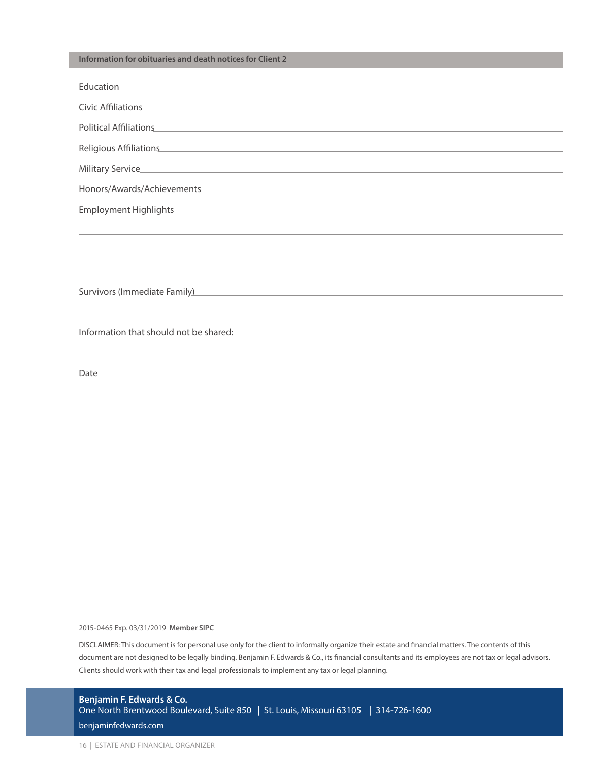## Information for obituaries and death notices for Client 2

Education\_\_\_\_\_\_\_\_\_\_\_\_\_\_\_\_\_\_\_\_\_\_\_\_\_\_\_\_\_\_\_\_\_\_\_\_\_\_\_\_

Civic Affiliations\_\_\_\_\_\_\_\_\_\_\_\_\_\_\_\_\_\_\_\_\_\_\_\_\_\_\_\_\_\_\_\_\_\_\_\_\_\_\_\_

Political Affiliations\_\_\_\_\_\_\_\_\_\_\_\_\_\_\_\_\_\_\_\_\_\_\_\_\_\_\_\_\_\_\_\_\_\_\_\_\_\_\_\_

Religious Affiliations\_\_\_\_\_\_\_\_\_\_\_\_\_\_\_\_\_\_\_\_\_\_\_\_\_\_\_\_\_\_\_\_\_\_\_\_\_\_\_\_

Military Service\_\_\_\_\_\_\_\_\_\_\_\_\_\_\_\_\_\_\_\_\_\_\_\_\_\_\_\_\_\_\_\_\_\_\_\_\_\_\_\_

Honors/Awards/Achievements\_\_\_\_\_\_\_\_\_\_\_\_\_\_\_\_\_\_\_\_\_\_\_\_\_\_\_\_\_\_\_\_\_\_\_\_\_\_\_\_

Employment Highlights\_\_\_\_\_\_\_\_\_\_\_\_\_\_\_\_\_\_\_\_\_\_\_\_\_\_\_\_\_\_\_\_\_\_\_\_\_\_\_\_

\_\_\_\_\_\_\_\_\_\_\_\_\_\_\_\_\_\_\_\_\_\_\_\_\_\_\_\_\_\_\_\_\_\_\_\_\_\_\_\_\_\_\_\_\_\_\_\_\_\_

\_\_\_\_\_\_\_\_\_\_\_\_\_\_\_\_\_\_\_\_\_\_\_\_\_\_\_\_\_\_\_\_\_\_\_\_\_\_\_\_\_\_\_\_\_\_\_\_\_\_

\_\_\_\_\_\_\_\_\_\_\_\_\_\_\_\_\_\_\_\_\_\_\_\_\_\_\_\_\_\_\_\_\_\_\_\_\_\_\_\_\_\_\_\_\_\_\_\_\_\_

Survivors (Immediate Family)\_\_\_\_\_\_\_\_\_\_\_\_\_\_\_\_\_\_\_\_\_\_\_\_\_\_\_\_\_\_\_\_\_\_\_\_\_\_\_\_

\_\_\_\_\_\_\_\_\_\_\_\_\_\_\_\_\_\_\_\_\_\_\_\_\_\_\_\_\_\_\_\_\_\_\_\_\_\_\_\_\_\_\_\_\_\_\_\_\_\_

Information that should not be shared:\_\_\_\_\_\_\_\_\_\_\_\_\_\_\_\_\_\_\_\_\_\_\_\_\_\_\_\_\_\_\_\_\_\_\_\_\_\_\_\_

\_\_\_\_\_\_\_\_\_\_\_\_\_\_\_\_\_\_\_\_\_\_\_\_\_\_\_\_\_\_\_\_\_\_\_\_\_\_\_\_\_\_\_\_\_\_\_\_\_\_

Date \_\_\_\_\_\_\_\_\_\_\_\_\_\_\_\_\_\_\_\_\_\_\_\_\_\_\_\_\_\_\_\_\_\_\_\_\_\_\_\_

2015-0465 Exp. 03/31/2019 **Member SIPC**

DISCLAIMER: This document is for personal use only for the client to informally organize their estate and financial matters. The contents of this document are not designed to be legally binding. Benjamin F. Edwards & Co., its financial consultants and its employees are not tax or legal advisors. Clients should work with their tax and legal professionals to implement any tax or legal planning.

**Benjamin F. Edwards & Co.**
One North Brentwood Boulevard, Suite 850 | St. Louis, Missouri 63105 | 314-726-1600
benjaminfedwards.com